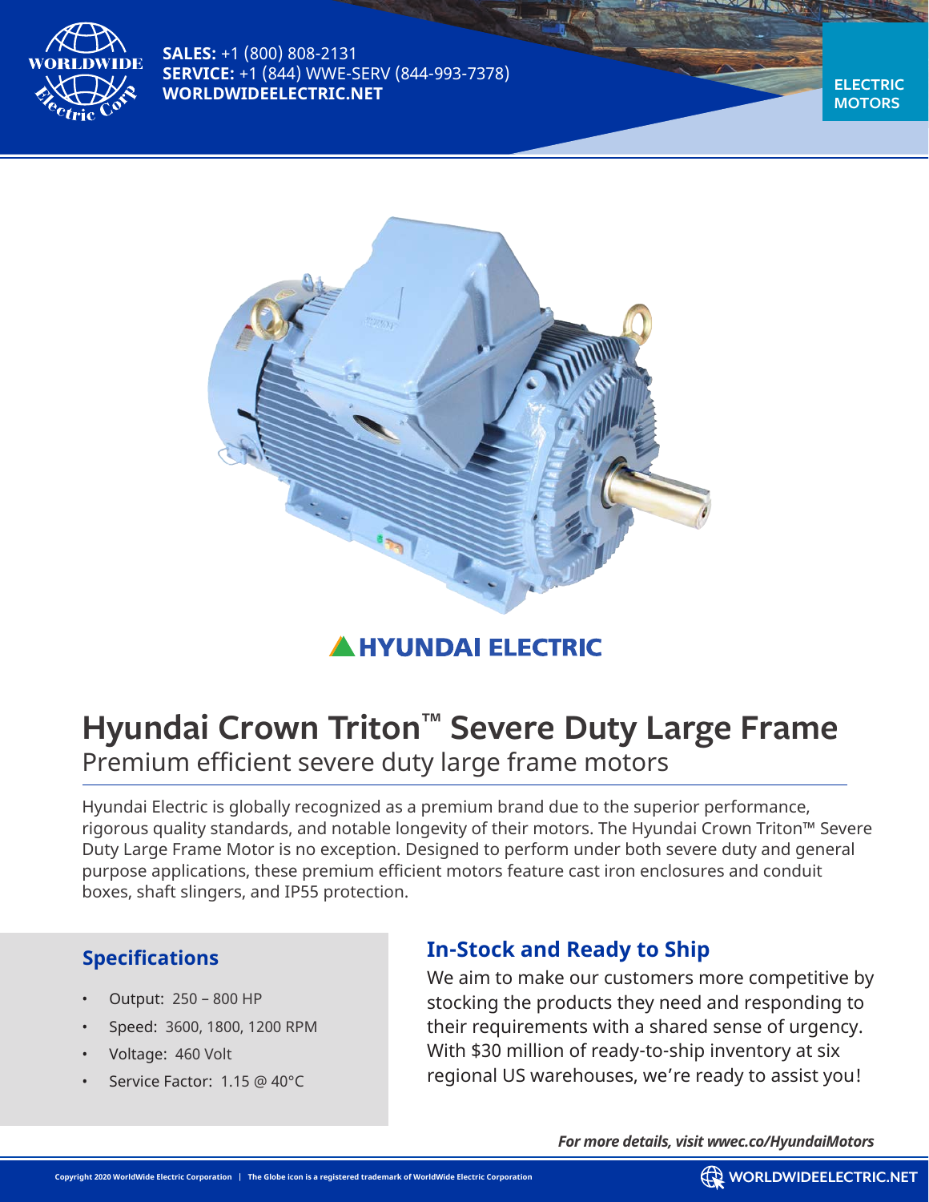**SALES:** +1 (800) 808-2131
**SERVICE:** +1 (844) WWE-SERV (844-993-7378)
**WORLDWIDEELECTRIC.NET**

ELECTRIC MOTORS

HYUNDAI ELECTRIC

# Hyundai Crown Triton™ Severe Duty Large Frame

Premium efficient severe duty large frame motors

Hyundai Electric is globally recognized as a premium brand due to the superior performance, rigorous quality standards, and notable longevity of their motors. The Hyundai Crown Triton™ Severe Duty Large Frame Motor is no exception. Designed to perform under both severe duty and general purpose applications, these premium efficient motors feature cast iron enclosures and conduit boxes, shaft slingers, and IP55 protection.

## Specifications

- Output: 250 – 800 HP
- Speed: 3600, 1800, 1200 RPM
- Voltage: 460 Volt
- Service Factor: 1.15 @ 40°C

## In-Stock and Ready to Ship

We aim to make our customers more competitive by stocking the products they need and responding to their requirements with a shared sense of urgency. With $30 million of ready-to-ship inventory at six regional US warehouses, we're ready to assist you!

***For more details, visit wwec.co/HyundaiMotors***

Copyright 2020 WorldWide Electric Corporation | The Globe icon is a registered trademark of WorldWide Electric Corporation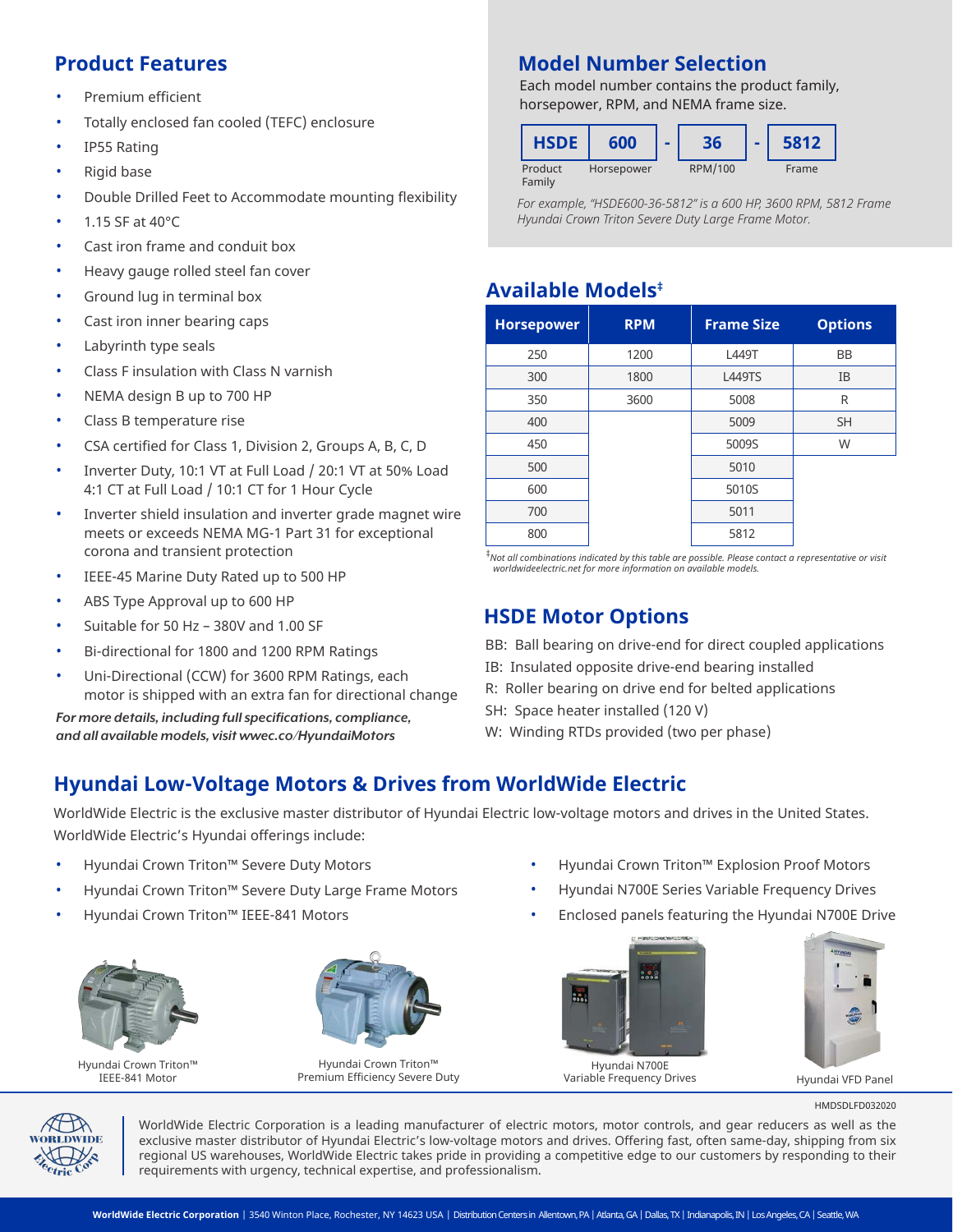## Product Features

- Premium efficient
- Totally enclosed fan cooled (TEFC) enclosure
- IP55 Rating
- Rigid base
- Double Drilled Feet to Accommodate mounting flexibility
- 1.15 SF at 40°C
- Cast iron frame and conduit box
- Heavy gauge rolled steel fan cover
- Ground lug in terminal box
- Cast iron inner bearing caps
- Labyrinth type seals
- Class F insulation with Class N varnish
- NEMA design B up to 700 HP
- Class B temperature rise
- CSA certified for Class 1, Division 2, Groups A, B, C, D
- Inverter Duty, 10:1 VT at Full Load / 20:1 VT at 50% Load 4:1 CT at Full Load / 10:1 CT for 1 Hour Cycle
- Inverter shield insulation and inverter grade magnet wire meets or exceeds NEMA MG-1 Part 31 for exceptional corona and transient protection
- IEEE-45 Marine Duty Rated up to 500 HP
- ABS Type Approval up to 600 HP
- Suitable for 50 Hz – 380V and 1.00 SF
- Bi-directional for 1800 and 1200 RPM Ratings
- Uni-Directional (CCW) for 3600 RPM Ratings, each motor is shipped with an extra fan for directional change

***For more details, including full specifications, compliance, and all available models, visit wwec.co/HyundaiMotors***

## Model Number Selection

Each model number contains the product family, horsepower, RPM, and NEMA frame size.

| HSDE | 600 | - | 36 | - | 5812 |
|---|---|---|---|---|---|
| Product Family | Horsepower | | RPM/100 | | Frame |

*For example, "HSDE600-36-5812" is a 600 HP, 3600 RPM, 5812 Frame Hyundai Crown Triton Severe Duty Large Frame Motor.*

## Available Models‡

| Horsepower | RPM | Frame Size | Options |
|---|---|---|---|
| 250 | 1200 | L449T | BB |
| 300 | 1800 | L449TS | IB |
| 350 | 3600 | 5008 | R |
| 400 | | 5009 | SH |
| 450 | | 5009S | W |
| 500 | | 5010 | |
| 600 | | 5010S | |
| 700 | | 5011 | |
| 800 | | 5812 | |

‡*Not all combinations indicated by this table are possible. Please contact a representative or visit worldwideelectric.net for more information on available models.*

## HSDE Motor Options

BB: Ball bearing on drive-end for direct coupled applications
IB: Insulated opposite drive-end bearing installed
R: Roller bearing on drive end for belted applications
SH: Space heater installed (120 V)
W: Winding RTDs provided (two per phase)

## Hyundai Low-Voltage Motors & Drives from WorldWide Electric

WorldWide Electric is the exclusive master distributor of Hyundai Electric low-voltage motors and drives in the United States. WorldWide Electric's Hyundai offerings include:

- Hyundai Crown Triton™ Severe Duty Motors
- Hyundai Crown Triton™ Severe Duty Large Frame Motors
- Hyundai Crown Triton™ IEEE-841 Motors
- Hyundai Crown Triton™ Explosion Proof Motors
- Hyundai N700E Series Variable Frequency Drives
- Enclosed panels featuring the Hyundai N700E Drive

Hyundai Crown Triton™ IEEE-841 Motor

Hyundai Crown Triton™ Premium Efficiency Severe Duty

Hyundai N700E Variable Frequency Drives

Hyundai VFD Panel

HMDSDLFD032020

WorldWide Electric Corporation is a leading manufacturer of electric motors, motor controls, and gear reducers as well as the exclusive master distributor of Hyundai Electric's low-voltage motors and drives. Offering fast, often same-day, shipping from six regional US warehouses, WorldWide Electric takes pride in providing a competitive edge to our customers by responding to their requirements with urgency, technical expertise, and professionalism.

**WorldWide Electric Corporation** | 3540 Winton Place, Rochester, NY 14623 USA | Distribution Centers in Allentown, PA | Atlanta, GA | Dallas, TX | Indianapolis, IN | Los Angeles, CA | Seattle, WA